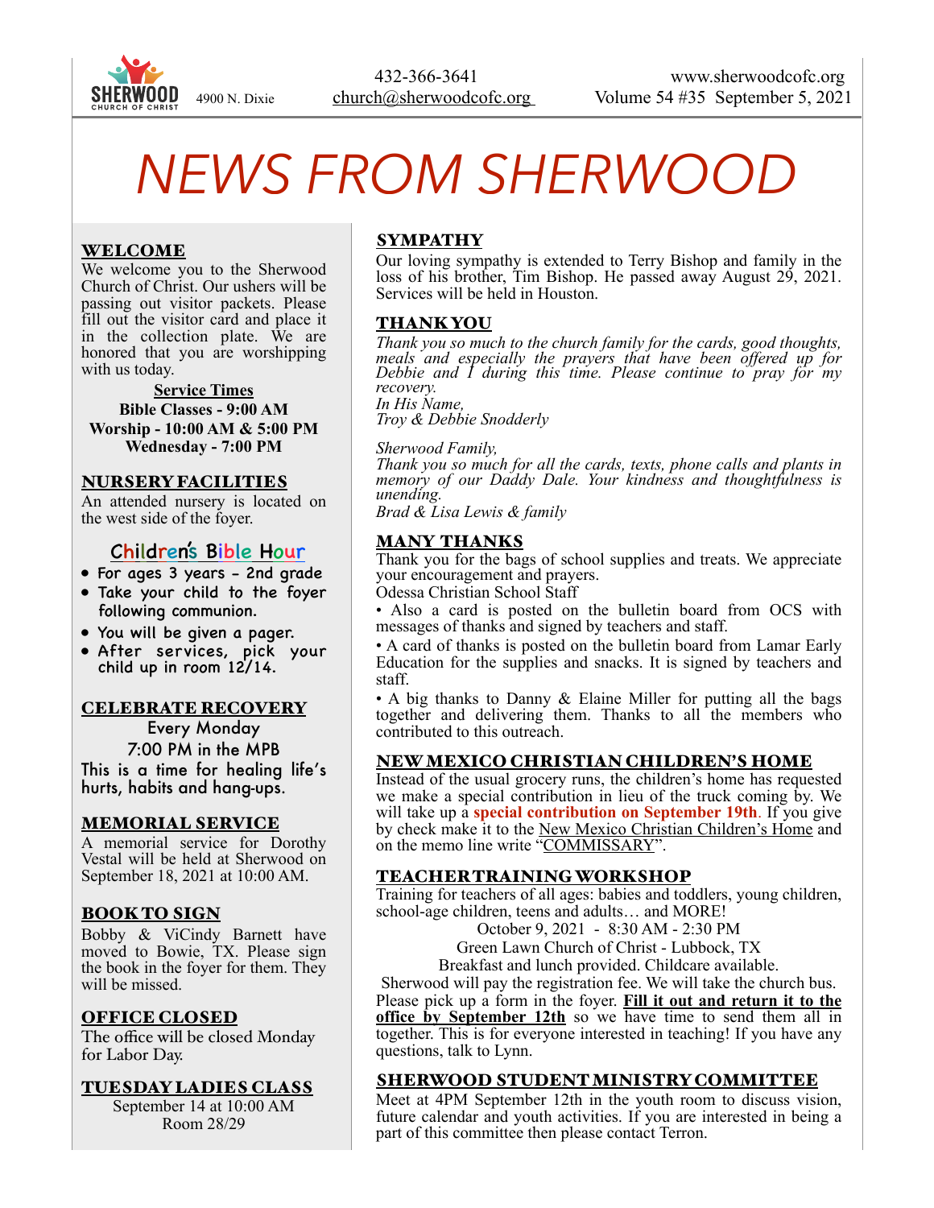SHERWOOD CHURCH OF CHRIST 4900 N. Dixie

432-366-3641
church@sherwoodcofc.org

www.sherwoodcofc.org
Volume 54 #35 September 5, 2021

# *NEWS FROM SHERWOOD*

## WELCOME

We welcome you to the Sherwood Church of Christ. Our ushers will be passing out visitor packets. Please fill out the visitor card and place it in the collection plate. We are honored that you are worshipping with us today.

**Service Times**
**Bible Classes - 9:00 AM**
**Worship - 10:00 AM & 5:00 PM**
**Wednesday - 7:00 PM**

## NURSERY FACILITIES

An attended nursery is located on the west side of the foyer.

## Children's Bible Hour

- For ages 3 years - 2nd grade
- Take your child to the foyer following communion.
- You will be given a pager.
- After services, pick your child up in room 12/14.

## CELEBRATE RECOVERY

Every Monday
7:00 PM in the MPB
This is a time for healing life's hurts, habits and hang-ups.

## MEMORIAL SERVICE

A memorial service for Dorothy Vestal will be held at Sherwood on September 18, 2021 at 10:00 AM.

## BOOK TO SIGN

Bobby & ViCindy Barnett have moved to Bowie, TX. Please sign the book in the foyer for them. They will be missed.

## OFFICE CLOSED

The office will be closed Monday for Labor Day.

## TUESDAY LADIES CLASS

September 14 at 10:00 AM
Room 28/29

## SYMPATHY

Our loving sympathy is extended to Terry Bishop and family in the loss of his brother, Tim Bishop. He passed away August 29, 2021. Services will be held in Houston.

## THANK YOU

*Thank you so much to the church family for the cards, good thoughts, meals and especially the prayers that have been offered up for Debbie and I during this time. Please continue to pray for my recovery.*
*In His Name,*
*Troy & Debbie Snodderly*

*Sherwood Family,*
*Thank you so much for all the cards, texts, phone calls and plants in memory of our Daddy Dale. Your kindness and thoughtfulness is unending.*
*Brad & Lisa Lewis & family*

## MANY THANKS

Thank you for the bags of school supplies and treats. We appreciate your encouragement and prayers.
Odessa Christian School Staff

• Also a card is posted on the bulletin board from OCS with messages of thanks and signed by teachers and staff.

• A card of thanks is posted on the bulletin board from Lamar Early Education for the supplies and snacks. It is signed by teachers and staff.

• A big thanks to Danny & Elaine Miller for putting all the bags together and delivering them. Thanks to all the members who contributed to this outreach.

## NEW MEXICO CHRISTIAN CHILDREN'S HOME

Instead of the usual grocery runs, the children's home has requested we make a special contribution in lieu of the truck coming by. We will take up a **special contribution on September 19th**. If you give by check make it to the New Mexico Christian Children's Home and on the memo line write "COMMISSARY".

## TEACHER TRAINING WORKSHOP

Training for teachers of all ages: babies and toddlers, young children, school-age children, teens and adults… and MORE!

October 9, 2021 - 8:30 AM - 2:30 PM
Green Lawn Church of Christ - Lubbock, TX
Breakfast and lunch provided. Childcare available.

Sherwood will pay the registration fee. We will take the church bus. Please pick up a form in the foyer. **Fill it out and return it to the office by September 12th** so we have time to send them all in together. This is for everyone interested in teaching! If you have any questions, talk to Lynn.

## SHERWOOD STUDENT MINISTRY COMMITTEE

Meet at 4PM September 12th in the youth room to discuss vision, future calendar and youth activities. If you are interested in being a part of this committee then please contact Terron.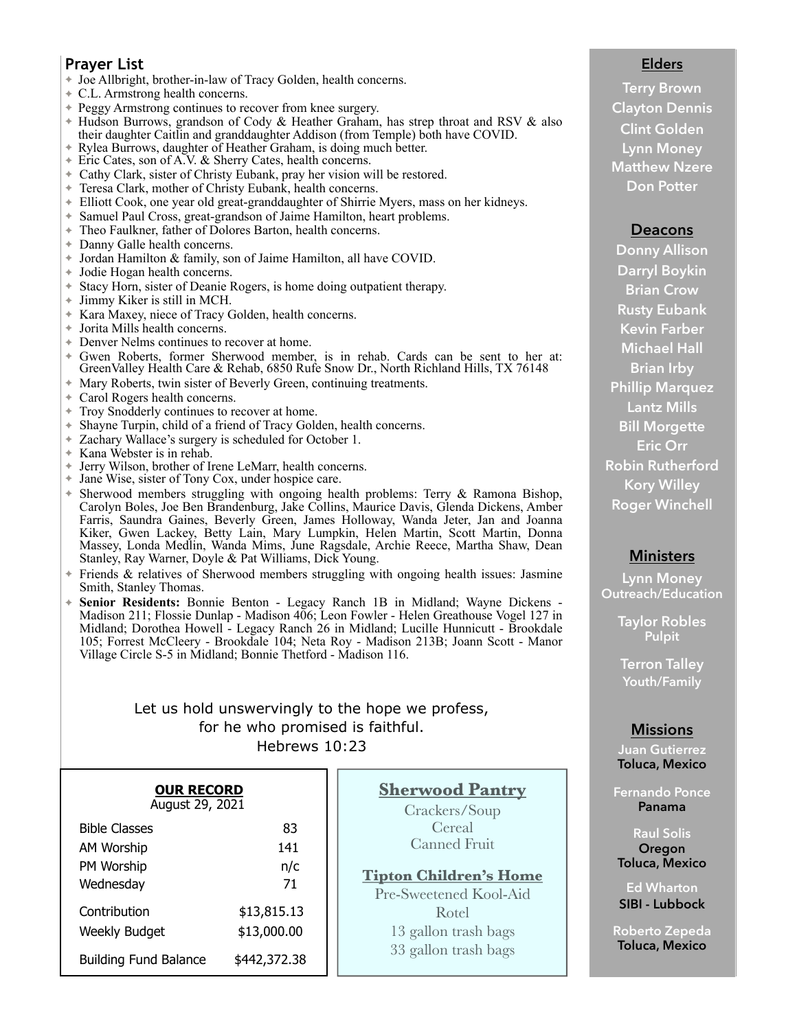## Prayer List

- Joe Allbright, brother-in-law of Tracy Golden, health concerns.
- C.L. Armstrong health concerns.
- Peggy Armstrong continues to recover from knee surgery.
- Hudson Burrows, grandson of Cody & Heather Graham, has strep throat and RSV & also their daughter Caitlin and granddaughter Addison (from Temple) both have COVID.
- Rylea Burrows, daughter of Heather Graham, is doing much better.
- Eric Cates, son of A.V. & Sherry Cates, health concerns.
- Cathy Clark, sister of Christy Eubank, pray her vision will be restored.
- Teresa Clark, mother of Christy Eubank, health concerns.
- Elliott Cook, one year old great-granddaughter of Shirrie Myers, mass on her kidneys.
- Samuel Paul Cross, great-grandson of Jaime Hamilton, heart problems.
- Theo Faulkner, father of Dolores Barton, health concerns.
- Danny Galle health concerns.
- Jordan Hamilton & family, son of Jaime Hamilton, all have COVID.
- Jodie Hogan health concerns.
- Stacy Horn, sister of Deanie Rogers, is home doing outpatient therapy.
- Jimmy Kiker is still in MCH.
- Kara Maxey, niece of Tracy Golden, health concerns.
- Jorita Mills health concerns.
- Denver Nelms continues to recover at home.
- Gwen Roberts, former Sherwood member, is in rehab. Cards can be sent to her at: GreenValley Health Care & Rehab, 6850 Rufe Snow Dr., North Richland Hills, TX 76148
- Mary Roberts, twin sister of Beverly Green, continuing treatments.
- Carol Rogers health concerns.
- Troy Snodderly continues to recover at home.
- Shayne Turpin, child of a friend of Tracy Golden, health concerns.
- Zachary Wallace's surgery is scheduled for October 1.
- Kana Webster is in rehab.
- Jerry Wilson, brother of Irene LeMarr, health concerns.
- Jane Wise, sister of Tony Cox, under hospice care.
- Sherwood members struggling with ongoing health problems: Terry & Ramona Bishop, Carolyn Boles, Joe Ben Brandenburg, Jake Collins, Maurice Davis, Glenda Dickens, Amber Farris, Saundra Gaines, Beverly Green, James Holloway, Wanda Jeter, Jan and Joanna Kiker, Gwen Lackey, Betty Lain, Mary Lumpkin, Helen Martin, Scott Martin, Donna Massey, Londa Medlin, Wanda Mims, June Ragsdale, Archie Reece, Martha Shaw, Dean Stanley, Ray Warner, Doyle & Pat Williams, Dick Young.
- Friends & relatives of Sherwood members struggling with ongoing health issues: Jasmine Smith, Stanley Thomas.
- **Senior Residents:** Bonnie Benton - Legacy Ranch 1B in Midland; Wayne Dickens - Madison 211; Flossie Dunlap - Madison 406; Leon Fowler - Helen Greathouse Vogel 127 in Midland; Dorothea Howell - Legacy Ranch 26 in Midland; Lucille Hunnicutt - Brookdale 105; Forrest McCleery - Brookdale 104; Neta Roy - Madison 213B; Joann Scott - Manor Village Circle S-5 in Midland; Bonnie Thetford - Madison 116.

Let us hold unswervingly to the hope we profess,
for he who promised is faithful.
Hebrews 10:23

**OUR RECORD**
August 29, 2021

| | |
|---|---|
| Bible Classes | 83 |
| AM Worship | 141 |
| PM Worship | n/c |
| Wednesday | 71 |
| Contribution | $13,815.13 |
| Weekly Budget | $13,000.00 |
| Building Fund Balance | $442,372.38 |

### Sherwood Pantry

Crackers/Soup
Cereal
Canned Fruit

### Tipton Children's Home

Pre-Sweetened Kool-Aid
Rotel
13 gallon trash bags
33 gallon trash bags

### Elders

Terry Brown
Clayton Dennis
Clint Golden
Lynn Money
Matthew Nzere
Don Potter

### Deacons

Donny Allison
Darryl Boykin
Brian Crow
Rusty Eubank
Kevin Farber
Michael Hall
Brian Irby
Phillip Marquez
Lantz Mills
Bill Morgette
Eric Orr
Robin Rutherford
Kory Willey
Roger Winchell

### Ministers

Lynn Money
Outreach/Education

Taylor Robles
Pulpit

Terron Talley
Youth/Family

### Missions

Juan Gutierrez
Toluca, Mexico

Fernando Ponce
Panama

Raul Solis
Oregon
Toluca, Mexico

Ed Wharton
SIBI - Lubbock

Roberto Zepeda
Toluca, Mexico